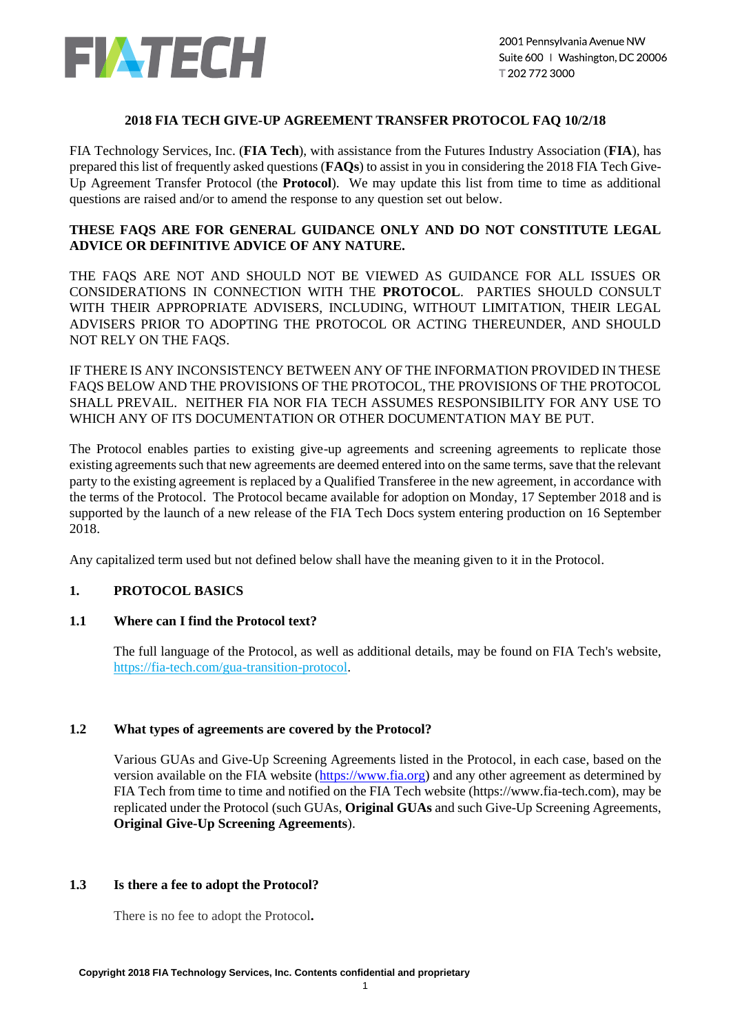FIA TECH

2001 Pennsylvania Avenue NW
Suite 600 | Washington, DC 20006
T 202 772 3000

# 2018 FIA TECH GIVE-UP AGREEMENT TRANSFER PROTOCOL FAQ 10/2/18

FIA Technology Services, Inc. (**FIA Tech**), with assistance from the Futures Industry Association (**FIA**), has prepared this list of frequently asked questions (**FAQs**) to assist in you in considering the 2018 FIA Tech Give-Up Agreement Transfer Protocol (the **Protocol**). We may update this list from time to time as additional questions are raised and/or to amend the response to any question set out below.

**THESE FAQS ARE FOR GENERAL GUIDANCE ONLY AND DO NOT CONSTITUTE LEGAL ADVICE OR DEFINITIVE ADVICE OF ANY NATURE.**

THE FAQS ARE NOT AND SHOULD NOT BE VIEWED AS GUIDANCE FOR ALL ISSUES OR CONSIDERATIONS IN CONNECTION WITH THE **PROTOCOL**. PARTIES SHOULD CONSULT WITH THEIR APPROPRIATE ADVISERS, INCLUDING, WITHOUT LIMITATION, THEIR LEGAL ADVISERS PRIOR TO ADOPTING THE PROTOCOL OR ACTING THEREUNDER, AND SHOULD NOT RELY ON THE FAQS.

IF THERE IS ANY INCONSISTENCY BETWEEN ANY OF THE INFORMATION PROVIDED IN THESE FAQS BELOW AND THE PROVISIONS OF THE PROTOCOL, THE PROVISIONS OF THE PROTOCOL SHALL PREVAIL. NEITHER FIA NOR FIA TECH ASSUMES RESPONSIBILITY FOR ANY USE TO WHICH ANY OF ITS DOCUMENTATION OR OTHER DOCUMENTATION MAY BE PUT.

The Protocol enables parties to existing give-up agreements and screening agreements to replicate those existing agreements such that new agreements are deemed entered into on the same terms, save that the relevant party to the existing agreement is replaced by a Qualified Transferee in the new agreement, in accordance with the terms of the Protocol. The Protocol became available for adoption on Monday, 17 September 2018 and is supported by the launch of a new release of the FIA Tech Docs system entering production on 16 September 2018.

Any capitalized term used but not defined below shall have the meaning given to it in the Protocol.

## 1. PROTOCOL BASICS

### 1.1 Where can I find the Protocol text?

The full language of the Protocol, as well as additional details, may be found on FIA Tech's website, https://fia-tech.com/gua-transition-protocol.

### 1.2 What types of agreements are covered by the Protocol?

Various GUAs and Give-Up Screening Agreements listed in the Protocol, in each case, based on the version available on the FIA website (https://www.fia.org) and any other agreement as determined by FIA Tech from time to time and notified on the FIA Tech website (https://www.fia-tech.com), may be replicated under the Protocol (such GUAs, **Original GUAs** and such Give-Up Screening Agreements, **Original Give-Up Screening Agreements**).

### 1.3 Is there a fee to adopt the Protocol?

There is no fee to adopt the Protocol**.**

Copyright 2018 FIA Technology Services, Inc. Contents confidential and proprietary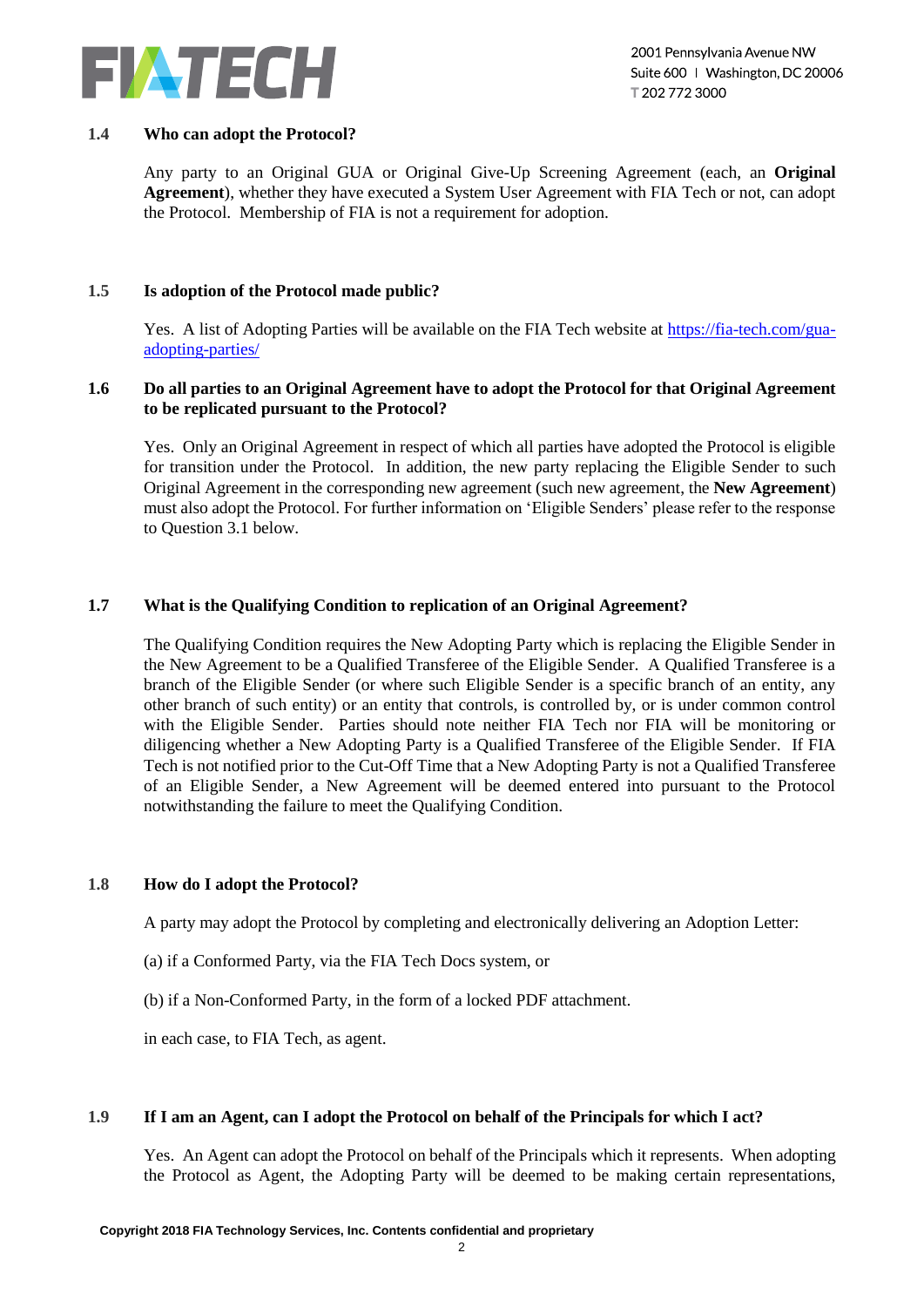### 1.4 Who can adopt the Protocol?

Any party to an Original GUA or Original Give-Up Screening Agreement (each, an **Original Agreement**), whether they have executed a System User Agreement with FIA Tech or not, can adopt the Protocol. Membership of FIA is not a requirement for adoption.

### 1.5 Is adoption of the Protocol made public?

Yes. A list of Adopting Parties will be available on the FIA Tech website at https://fia-tech.com/gua-adopting-parties/

### 1.6 Do all parties to an Original Agreement have to adopt the Protocol for that Original Agreement to be replicated pursuant to the Protocol?

Yes. Only an Original Agreement in respect of which all parties have adopted the Protocol is eligible for transition under the Protocol. In addition, the new party replacing the Eligible Sender to such Original Agreement in the corresponding new agreement (such new agreement, the **New Agreement**) must also adopt the Protocol. For further information on 'Eligible Senders' please refer to the response to Question 3.1 below.

### 1.7 What is the Qualifying Condition to replication of an Original Agreement?

The Qualifying Condition requires the New Adopting Party which is replacing the Eligible Sender in the New Agreement to be a Qualified Transferee of the Eligible Sender. A Qualified Transferee is a branch of the Eligible Sender (or where such Eligible Sender is a specific branch of an entity, any other branch of such entity) or an entity that controls, is controlled by, or is under common control with the Eligible Sender. Parties should note neither FIA Tech nor FIA will be monitoring or diligencing whether a New Adopting Party is a Qualified Transferee of the Eligible Sender. If FIA Tech is not notified prior to the Cut-Off Time that a New Adopting Party is not a Qualified Transferee of an Eligible Sender, a New Agreement will be deemed entered into pursuant to the Protocol notwithstanding the failure to meet the Qualifying Condition.

### 1.8 How do I adopt the Protocol?

A party may adopt the Protocol by completing and electronically delivering an Adoption Letter:

(a) if a Conformed Party, via the FIA Tech Docs system, or

(b) if a Non-Conformed Party, in the form of a locked PDF attachment.

in each case, to FIA Tech, as agent.

### 1.9 If I am an Agent, can I adopt the Protocol on behalf of the Principals for which I act?

Yes. An Agent can adopt the Protocol on behalf of the Principals which it represents. When adopting the Protocol as Agent, the Adopting Party will be deemed to be making certain representations,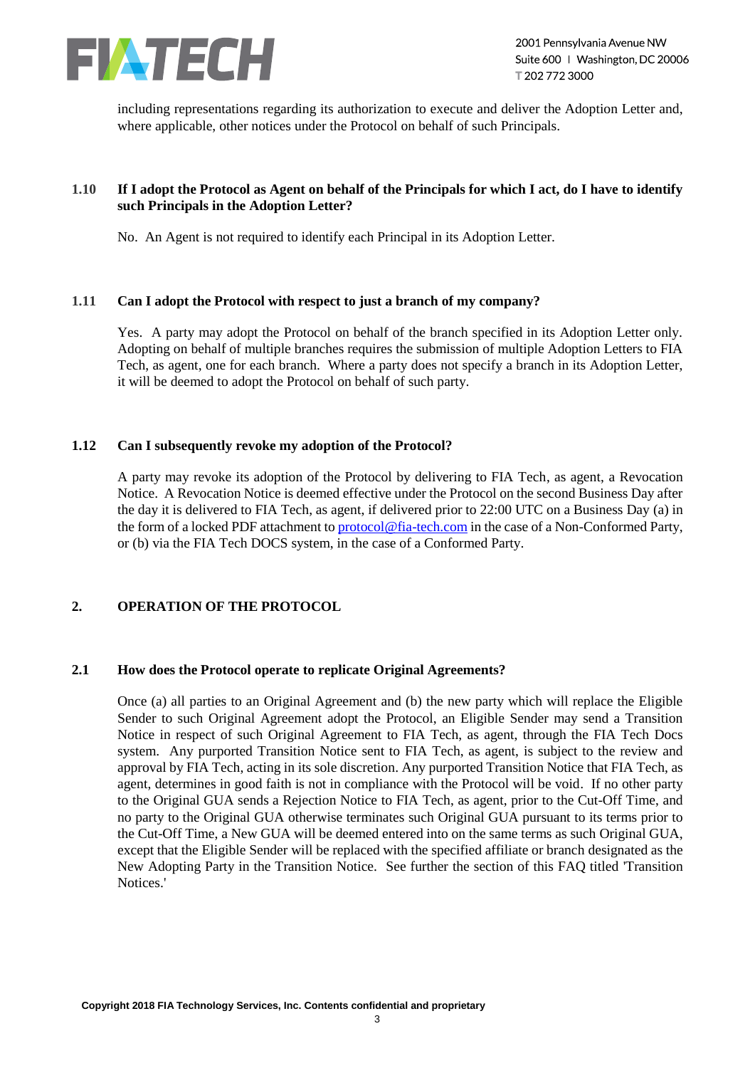including representations regarding its authorization to execute and deliver the Adoption Letter and, where applicable, other notices under the Protocol on behalf of such Principals.

### 1.10 If I adopt the Protocol as Agent on behalf of the Principals for which I act, do I have to identify such Principals in the Adoption Letter?

No. An Agent is not required to identify each Principal in its Adoption Letter.

### 1.11 Can I adopt the Protocol with respect to just a branch of my company?

Yes. A party may adopt the Protocol on behalf of the branch specified in its Adoption Letter only. Adopting on behalf of multiple branches requires the submission of multiple Adoption Letters to FIA Tech, as agent, one for each branch. Where a party does not specify a branch in its Adoption Letter, it will be deemed to adopt the Protocol on behalf of such party.

### 1.12 Can I subsequently revoke my adoption of the Protocol?

A party may revoke its adoption of the Protocol by delivering to FIA Tech, as agent, a Revocation Notice. A Revocation Notice is deemed effective under the Protocol on the second Business Day after the day it is delivered to FIA Tech, as agent, if delivered prior to 22:00 UTC on a Business Day (a) in the form of a locked PDF attachment to protocol@fia-tech.com in the case of a Non-Conformed Party, or (b) via the FIA Tech DOCS system, in the case of a Conformed Party.

## 2. OPERATION OF THE PROTOCOL

### 2.1 How does the Protocol operate to replicate Original Agreements?

Once (a) all parties to an Original Agreement and (b) the new party which will replace the Eligible Sender to such Original Agreement adopt the Protocol, an Eligible Sender may send a Transition Notice in respect of such Original Agreement to FIA Tech, as agent, through the FIA Tech Docs system. Any purported Transition Notice sent to FIA Tech, as agent, is subject to the review and approval by FIA Tech, acting in its sole discretion. Any purported Transition Notice that FIA Tech, as agent, determines in good faith is not in compliance with the Protocol will be void. If no other party to the Original GUA sends a Rejection Notice to FIA Tech, as agent, prior to the Cut-Off Time, and no party to the Original GUA otherwise terminates such Original GUA pursuant to its terms prior to the Cut-Off Time, a New GUA will be deemed entered into on the same terms as such Original GUA, except that the Eligible Sender will be replaced with the specified affiliate or branch designated as the New Adopting Party in the Transition Notice. See further the section of this FAQ titled 'Transition Notices.'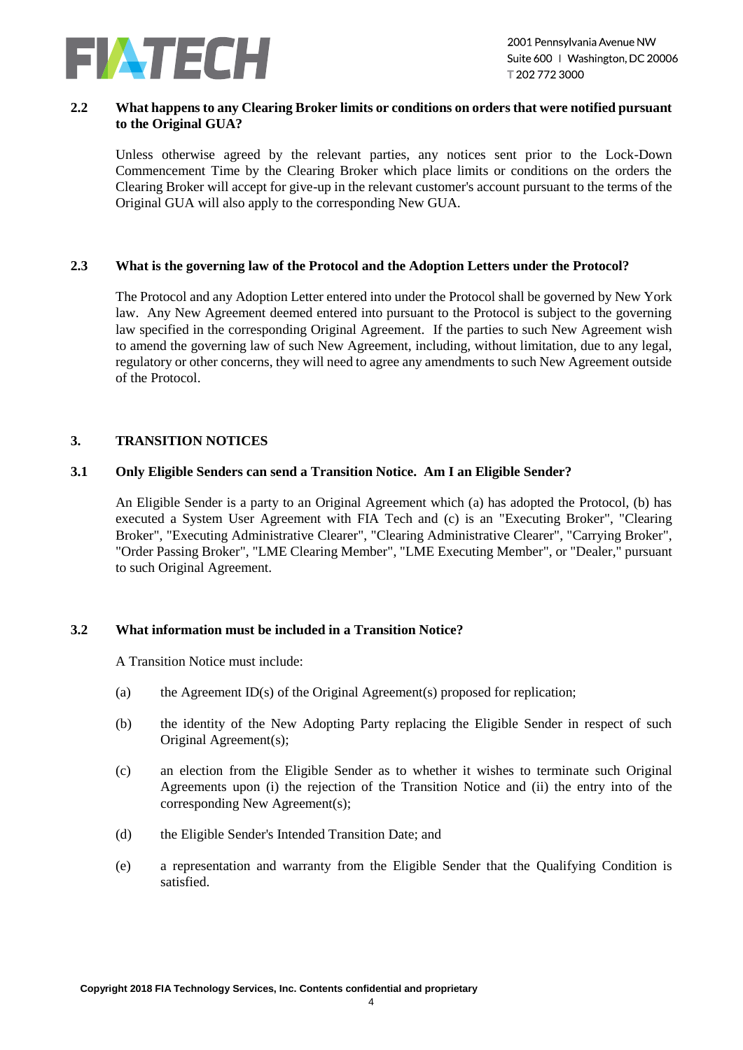### 2.2 What happens to any Clearing Broker limits or conditions on orders that were notified pursuant to the Original GUA?

Unless otherwise agreed by the relevant parties, any notices sent prior to the Lock-Down Commencement Time by the Clearing Broker which place limits or conditions on the orders the Clearing Broker will accept for give-up in the relevant customer's account pursuant to the terms of the Original GUA will also apply to the corresponding New GUA.

### 2.3 What is the governing law of the Protocol and the Adoption Letters under the Protocol?

The Protocol and any Adoption Letter entered into under the Protocol shall be governed by New York law. Any New Agreement deemed entered into pursuant to the Protocol is subject to the governing law specified in the corresponding Original Agreement. If the parties to such New Agreement wish to amend the governing law of such New Agreement, including, without limitation, due to any legal, regulatory or other concerns, they will need to agree any amendments to such New Agreement outside of the Protocol.

## 3. TRANSITION NOTICES

### 3.1 Only Eligible Senders can send a Transition Notice. Am I an Eligible Sender?

An Eligible Sender is a party to an Original Agreement which (a) has adopted the Protocol, (b) has executed a System User Agreement with FIA Tech and (c) is an "Executing Broker", "Clearing Broker", "Executing Administrative Clearer", "Clearing Administrative Clearer", "Carrying Broker", "Order Passing Broker", "LME Clearing Member", "LME Executing Member", or "Dealer," pursuant to such Original Agreement.

### 3.2 What information must be included in a Transition Notice?

A Transition Notice must include:

(a) the Agreement ID(s) of the Original Agreement(s) proposed for replication;

(b) the identity of the New Adopting Party replacing the Eligible Sender in respect of such Original Agreement(s);

(c) an election from the Eligible Sender as to whether it wishes to terminate such Original Agreements upon (i) the rejection of the Transition Notice and (ii) the entry into of the corresponding New Agreement(s);

(d) the Eligible Sender's Intended Transition Date; and

(e) a representation and warranty from the Eligible Sender that the Qualifying Condition is satisfied.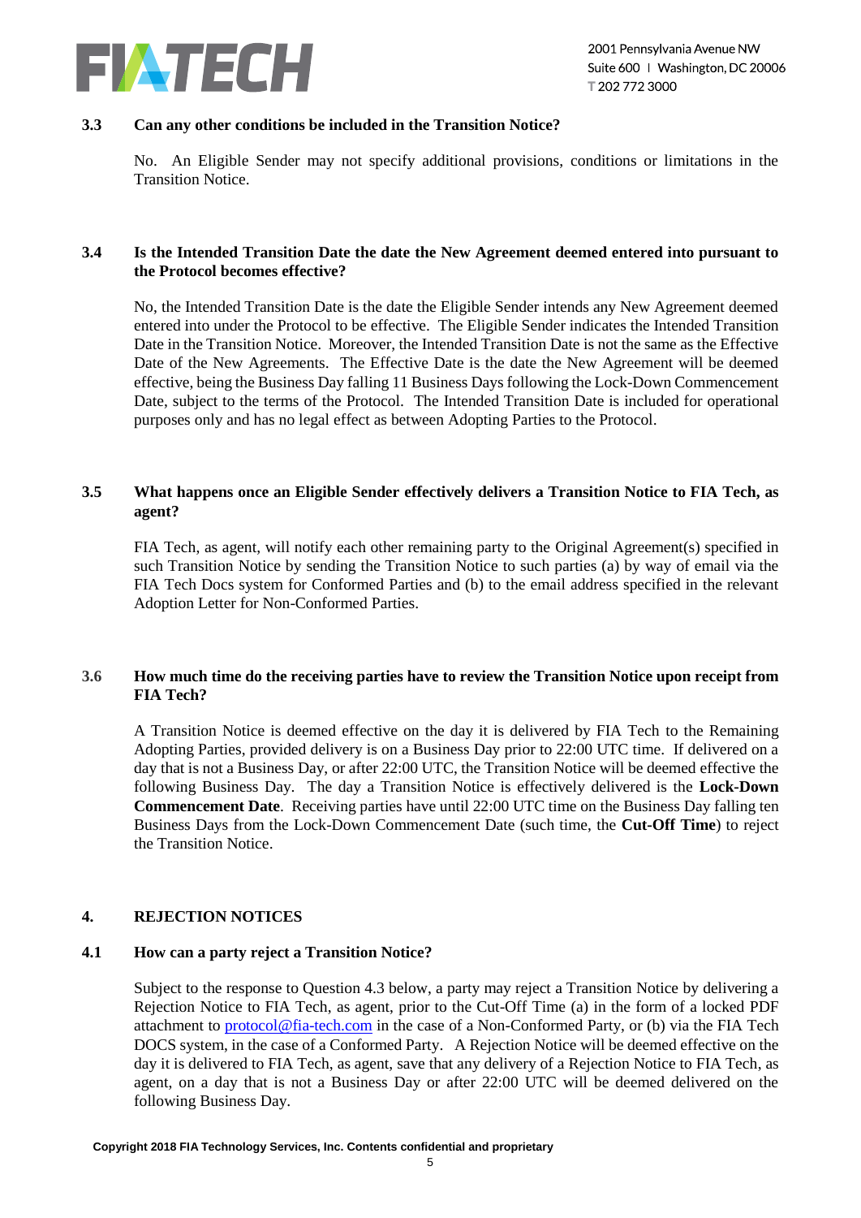### 3.3 Can any other conditions be included in the Transition Notice?

No. An Eligible Sender may not specify additional provisions, conditions or limitations in the Transition Notice.

### 3.4 Is the Intended Transition Date the date the New Agreement deemed entered into pursuant to the Protocol becomes effective?

No, the Intended Transition Date is the date the Eligible Sender intends any New Agreement deemed entered into under the Protocol to be effective. The Eligible Sender indicates the Intended Transition Date in the Transition Notice. Moreover, the Intended Transition Date is not the same as the Effective Date of the New Agreements. The Effective Date is the date the New Agreement will be deemed effective, being the Business Day falling 11 Business Days following the Lock-Down Commencement Date, subject to the terms of the Protocol. The Intended Transition Date is included for operational purposes only and has no legal effect as between Adopting Parties to the Protocol.

### 3.5 What happens once an Eligible Sender effectively delivers a Transition Notice to FIA Tech, as agent?

FIA Tech, as agent, will notify each other remaining party to the Original Agreement(s) specified in such Transition Notice by sending the Transition Notice to such parties (a) by way of email via the FIA Tech Docs system for Conformed Parties and (b) to the email address specified in the relevant Adoption Letter for Non-Conformed Parties.

### 3.6 How much time do the receiving parties have to review the Transition Notice upon receipt from FIA Tech?

A Transition Notice is deemed effective on the day it is delivered by FIA Tech to the Remaining Adopting Parties, provided delivery is on a Business Day prior to 22:00 UTC time. If delivered on a day that is not a Business Day, or after 22:00 UTC, the Transition Notice will be deemed effective the following Business Day. The day a Transition Notice is effectively delivered is the **Lock-Down Commencement Date**. Receiving parties have until 22:00 UTC time on the Business Day falling ten Business Days from the Lock-Down Commencement Date (such time, the **Cut-Off Time**) to reject the Transition Notice.

## 4. REJECTION NOTICES

### 4.1 How can a party reject a Transition Notice?

Subject to the response to Question 4.3 below, a party may reject a Transition Notice by delivering a Rejection Notice to FIA Tech, as agent, prior to the Cut-Off Time (a) in the form of a locked PDF attachment to [protocol@fia-tech.com](mailto:protocol@fia-tech.com) in the case of a Non-Conformed Party, or (b) via the FIA Tech DOCS system, in the case of a Conformed Party. A Rejection Notice will be deemed effective on the day it is delivered to FIA Tech, as agent, save that any delivery of a Rejection Notice to FIA Tech, as agent, on a day that is not a Business Day or after 22:00 UTC will be deemed delivered on the following Business Day.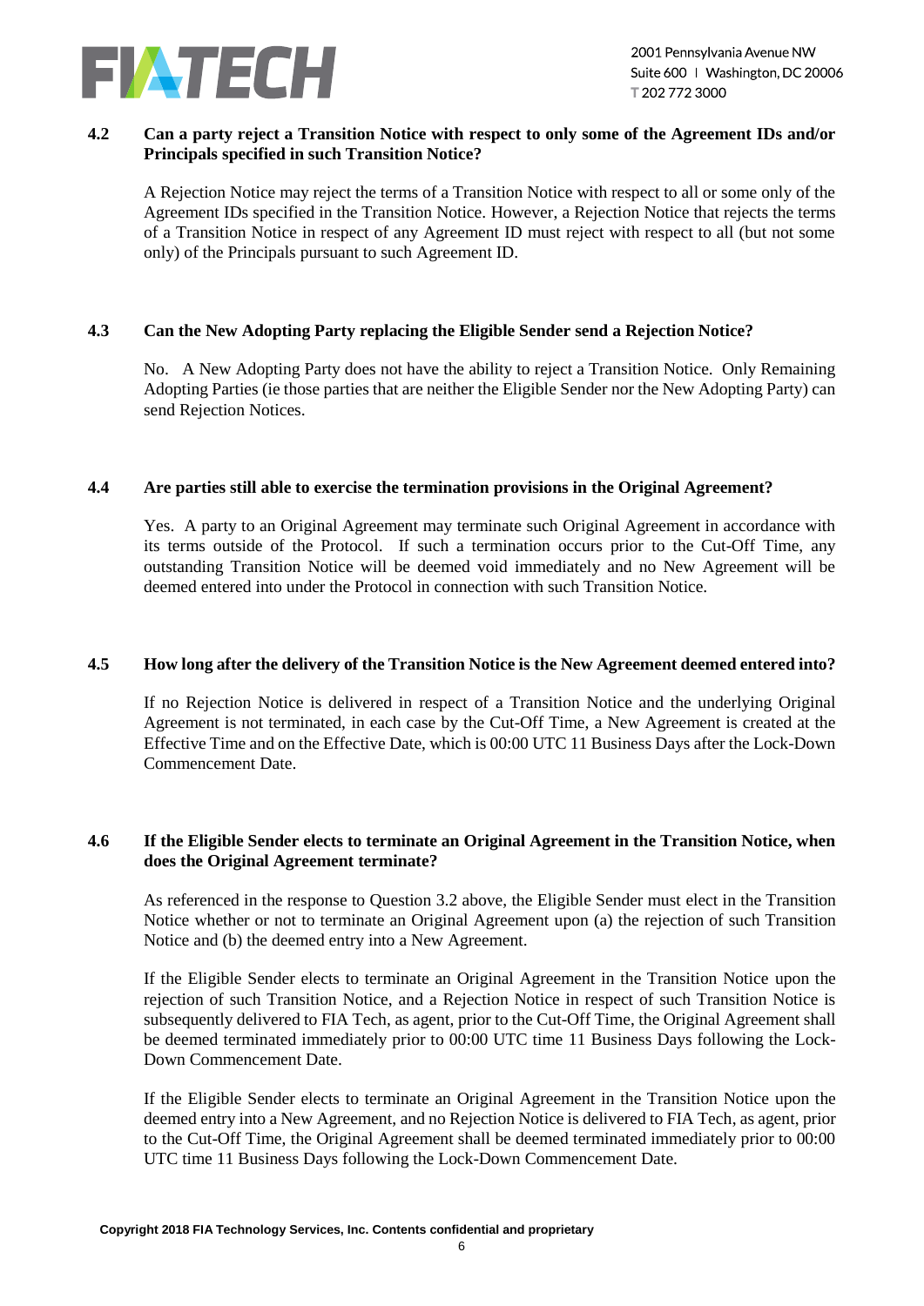### 4.2 Can a party reject a Transition Notice with respect to only some of the Agreement IDs and/or Principals specified in such Transition Notice?

A Rejection Notice may reject the terms of a Transition Notice with respect to all or some only of the Agreement IDs specified in the Transition Notice. However, a Rejection Notice that rejects the terms of a Transition Notice in respect of any Agreement ID must reject with respect to all (but not some only) of the Principals pursuant to such Agreement ID.

### 4.3 Can the New Adopting Party replacing the Eligible Sender send a Rejection Notice?

No. A New Adopting Party does not have the ability to reject a Transition Notice. Only Remaining Adopting Parties (ie those parties that are neither the Eligible Sender nor the New Adopting Party) can send Rejection Notices.

### 4.4 Are parties still able to exercise the termination provisions in the Original Agreement?

Yes. A party to an Original Agreement may terminate such Original Agreement in accordance with its terms outside of the Protocol. If such a termination occurs prior to the Cut-Off Time, any outstanding Transition Notice will be deemed void immediately and no New Agreement will be deemed entered into under the Protocol in connection with such Transition Notice.

### 4.5 How long after the delivery of the Transition Notice is the New Agreement deemed entered into?

If no Rejection Notice is delivered in respect of a Transition Notice and the underlying Original Agreement is not terminated, in each case by the Cut-Off Time, a New Agreement is created at the Effective Time and on the Effective Date, which is 00:00 UTC 11 Business Days after the Lock-Down Commencement Date.

### 4.6 If the Eligible Sender elects to terminate an Original Agreement in the Transition Notice, when does the Original Agreement terminate?

As referenced in the response to Question 3.2 above, the Eligible Sender must elect in the Transition Notice whether or not to terminate an Original Agreement upon (a) the rejection of such Transition Notice and (b) the deemed entry into a New Agreement.

If the Eligible Sender elects to terminate an Original Agreement in the Transition Notice upon the rejection of such Transition Notice, and a Rejection Notice in respect of such Transition Notice is subsequently delivered to FIA Tech, as agent, prior to the Cut-Off Time, the Original Agreement shall be deemed terminated immediately prior to 00:00 UTC time 11 Business Days following the Lock-Down Commencement Date.

If the Eligible Sender elects to terminate an Original Agreement in the Transition Notice upon the deemed entry into a New Agreement, and no Rejection Notice is delivered to FIA Tech, as agent, prior to the Cut-Off Time, the Original Agreement shall be deemed terminated immediately prior to 00:00 UTC time 11 Business Days following the Lock-Down Commencement Date.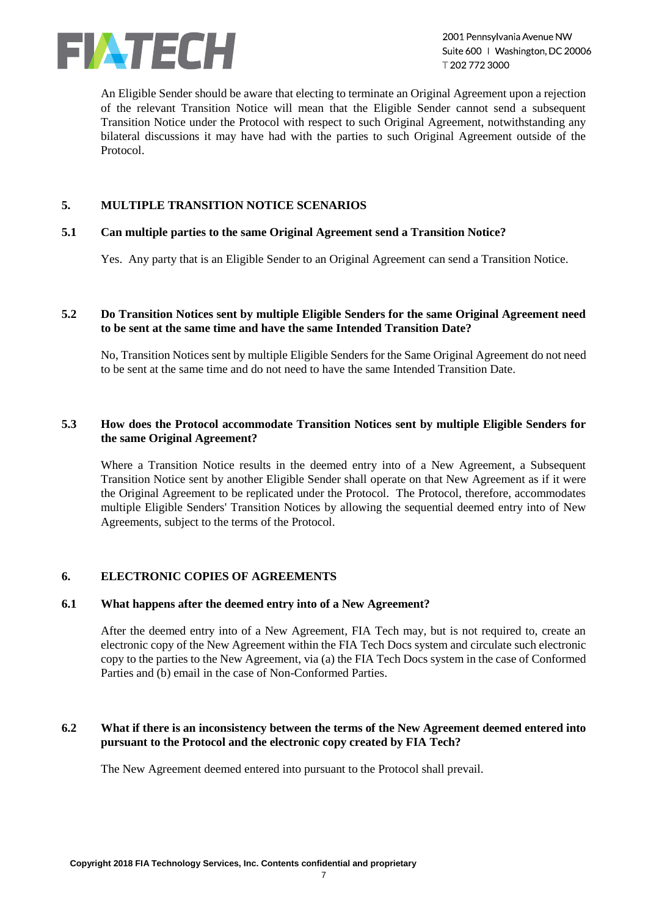An Eligible Sender should be aware that electing to terminate an Original Agreement upon a rejection of the relevant Transition Notice will mean that the Eligible Sender cannot send a subsequent Transition Notice under the Protocol with respect to such Original Agreement, notwithstanding any bilateral discussions it may have had with the parties to such Original Agreement outside of the Protocol.

## 5. MULTIPLE TRANSITION NOTICE SCENARIOS

### 5.1 Can multiple parties to the same Original Agreement send a Transition Notice?

Yes. Any party that is an Eligible Sender to an Original Agreement can send a Transition Notice.

### 5.2 Do Transition Notices sent by multiple Eligible Senders for the same Original Agreement need to be sent at the same time and have the same Intended Transition Date?

No, Transition Notices sent by multiple Eligible Senders for the Same Original Agreement do not need to be sent at the same time and do not need to have the same Intended Transition Date.

### 5.3 How does the Protocol accommodate Transition Notices sent by multiple Eligible Senders for the same Original Agreement?

Where a Transition Notice results in the deemed entry into of a New Agreement, a Subsequent Transition Notice sent by another Eligible Sender shall operate on that New Agreement as if it were the Original Agreement to be replicated under the Protocol. The Protocol, therefore, accommodates multiple Eligible Senders' Transition Notices by allowing the sequential deemed entry into of New Agreements, subject to the terms of the Protocol.

## 6. ELECTRONIC COPIES OF AGREEMENTS

### 6.1 What happens after the deemed entry into of a New Agreement?

After the deemed entry into of a New Agreement, FIA Tech may, but is not required to, create an electronic copy of the New Agreement within the FIA Tech Docs system and circulate such electronic copy to the parties to the New Agreement, via (a) the FIA Tech Docs system in the case of Conformed Parties and (b) email in the case of Non-Conformed Parties.

### 6.2 What if there is an inconsistency between the terms of the New Agreement deemed entered into pursuant to the Protocol and the electronic copy created by FIA Tech?

The New Agreement deemed entered into pursuant to the Protocol shall prevail.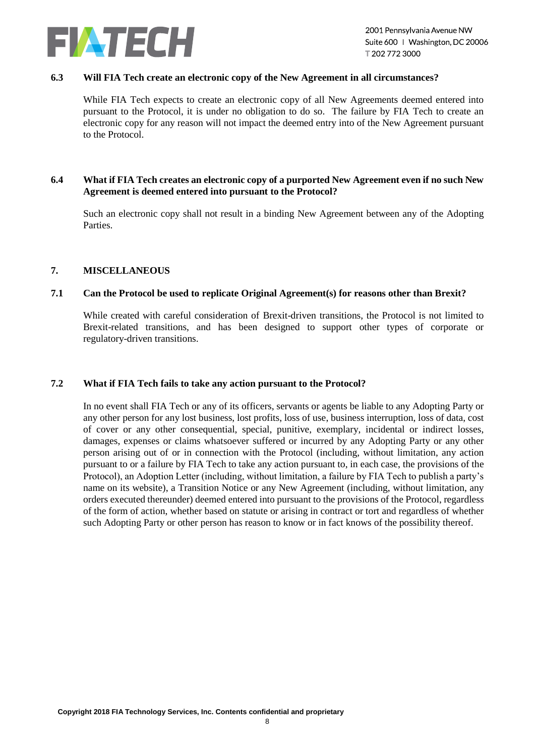### 6.3 Will FIA Tech create an electronic copy of the New Agreement in all circumstances?

While FIA Tech expects to create an electronic copy of all New Agreements deemed entered into pursuant to the Protocol, it is under no obligation to do so. The failure by FIA Tech to create an electronic copy for any reason will not impact the deemed entry into of the New Agreement pursuant to the Protocol.

### 6.4 What if FIA Tech creates an electronic copy of a purported New Agreement even if no such New Agreement is deemed entered into pursuant to the Protocol?

Such an electronic copy shall not result in a binding New Agreement between any of the Adopting Parties.

## 7. MISCELLANEOUS

### 7.1 Can the Protocol be used to replicate Original Agreement(s) for reasons other than Brexit?

While created with careful consideration of Brexit-driven transitions, the Protocol is not limited to Brexit-related transitions, and has been designed to support other types of corporate or regulatory-driven transitions.

### 7.2 What if FIA Tech fails to take any action pursuant to the Protocol?

In no event shall FIA Tech or any of its officers, servants or agents be liable to any Adopting Party or any other person for any lost business, lost profits, loss of use, business interruption, loss of data, cost of cover or any other consequential, special, punitive, exemplary, incidental or indirect losses, damages, expenses or claims whatsoever suffered or incurred by any Adopting Party or any other person arising out of or in connection with the Protocol (including, without limitation, any action pursuant to or a failure by FIA Tech to take any action pursuant to, in each case, the provisions of the Protocol), an Adoption Letter (including, without limitation, a failure by FIA Tech to publish a party's name on its website), a Transition Notice or any New Agreement (including, without limitation, any orders executed thereunder) deemed entered into pursuant to the provisions of the Protocol, regardless of the form of action, whether based on statute or arising in contract or tort and regardless of whether such Adopting Party or other person has reason to know or in fact knows of the possibility thereof.